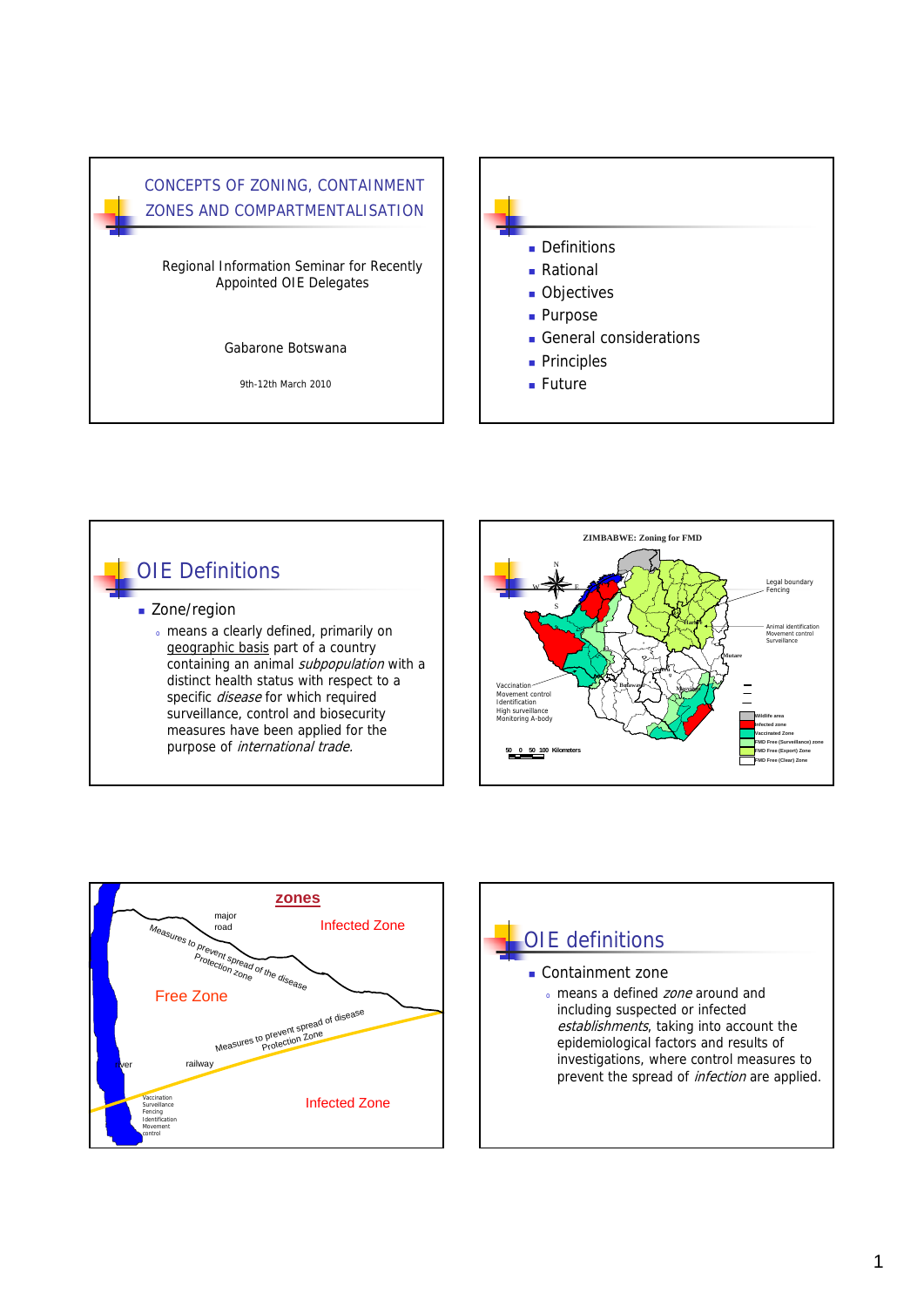# CONCEPTS OF ZONING, CONTAINMENT ZONES AND COMPARTMENTALISATION

Regional Information Seminar for Recently Appointed OIE Delegates

Gabarone Botswana

9th-12th March 2010

---

- Definitions
- Rational
- Objectives
- Purpose
- General considerations
- Principles
- Future

---

## OIE Definitions

- Zone/region
  - means a clearly defined, primarily on geographic basis part of a country containing an animal *subpopulation* with a distinct health status with respect to a specific *disease* for which required surveillance, control and biosecurity measures have been applied for the purpose of *international trade*.

---

**ZIMBABWE: Zoning for FMD**

Legal boundary
Fencing

Animal identification
Movement control
Surveillance

Vaccination
Movement control
Identification
High surveillance
Monitoring A-body

Wildlife area
Infected zone
Vaccinated Zone
FMD Free (Surveillance) zone
FMD Free (Export) Zone
FMD Free (Clear) Zone

50 0 50 100 Kilometers

---

**zones**

major road

Infected Zone

Measures to prevent spread of the disease
Protection zone

Free Zone

Measures to prevent spread of disease
Protection Zone

river

railway

Vaccination
Surveillance
Fencing
Identification
Movement control

Infected Zone

---

## OIE definitions

- Containment zone
  - means a defined *zone* around and including suspected or infected *establishments*, taking into account the epidemiological factors and results of investigations, where control measures to prevent the spread of *infection* are applied.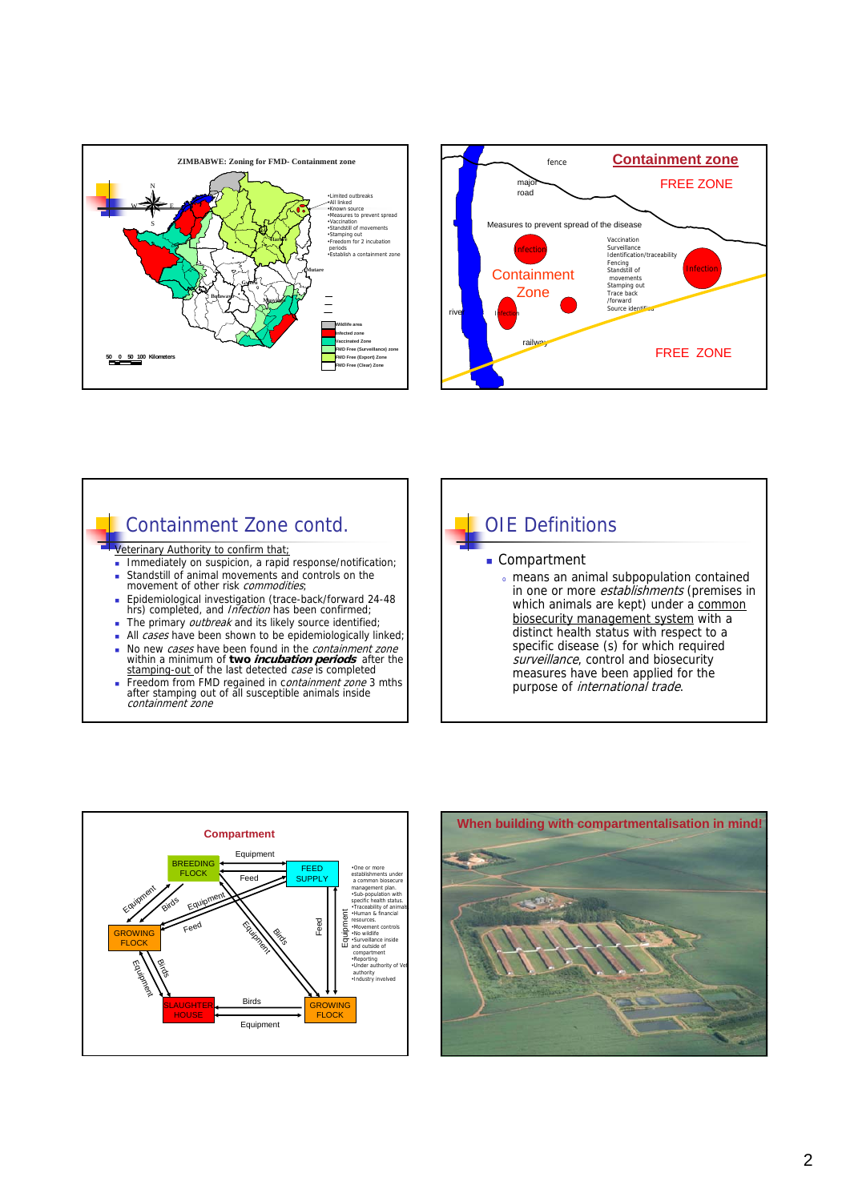## ZIMBABWE: Zoning for FMD- Containment zone

- Limited outbreaks
- All linked
- Known source
- Measures to prevent spread
- Vaccination
- Standstill of movements
- Stamping out
- Freedom for 2 incubation periods
- Establish a containment zone

Wildlife area
Infected zone
Vaccinated Zone
FMD Free (Surveillance) zone
FMD Free (Export) Zone
FMD Free (Clear) Zone

50 0 50 100 Kilometers

## Containment zone

fence
major road
FREE ZONE
Measures to prevent spread of the disease
Infection
Containment Zone
Infection
Infection
Vaccination
Surveillance
Identification/traceability
Fencing
Standstill of movements
Stamping out
Trace back /forward
Source identified
river
railway
FREE ZONE

## Containment Zone contd.

Veterinary Authority to confirm that;

- Immediately on suspicion, a rapid response/notification;
- Standstill of animal movements and controls on the movement of other risk *commodities*;
- Epidemiological investigation (trace-back/forward 24-48 hrs) completed, and *Infection* has been confirmed;
- The primary *outbreak* and its likely source identified;
- All *cases* have been shown to be epidemiologically linked;
- No new *cases* have been found in the *containment zone* within a minimum of **two *incubation periods*** after the stamping-out of the last detected *case* is completed
- Freedom from FMD regained in *containment zone* 3 mths after stamping out of all susceptible animals inside *containment zone*

## OIE Definitions

- Compartment
  - means an animal subpopulation contained in one or more *establishments* (premises in which animals are kept) under a common biosecurity management system with a distinct health status with respect to a specific disease (s) for which required *surveillance*, control and biosecurity measures have been applied for the purpose of *international trade*.

## Compartment

BREEDING FLOCK
FEED SUPPLY
GROWING FLOCK
SLAUGHTER HOUSE
GROWING FLOCK
Equipment, Feed, Birds

- One or more establishments under a common biosecurity management plan.
- Sub-population with specific health status.
- Traceability of animals
- Human & financial resources.
- Movement controls
- No wildlife
- Surveillance inside and outside of compartment
- Reporting
- Under authority of Vet authority
- Industry involved

## When building with compartmentalisation in mind!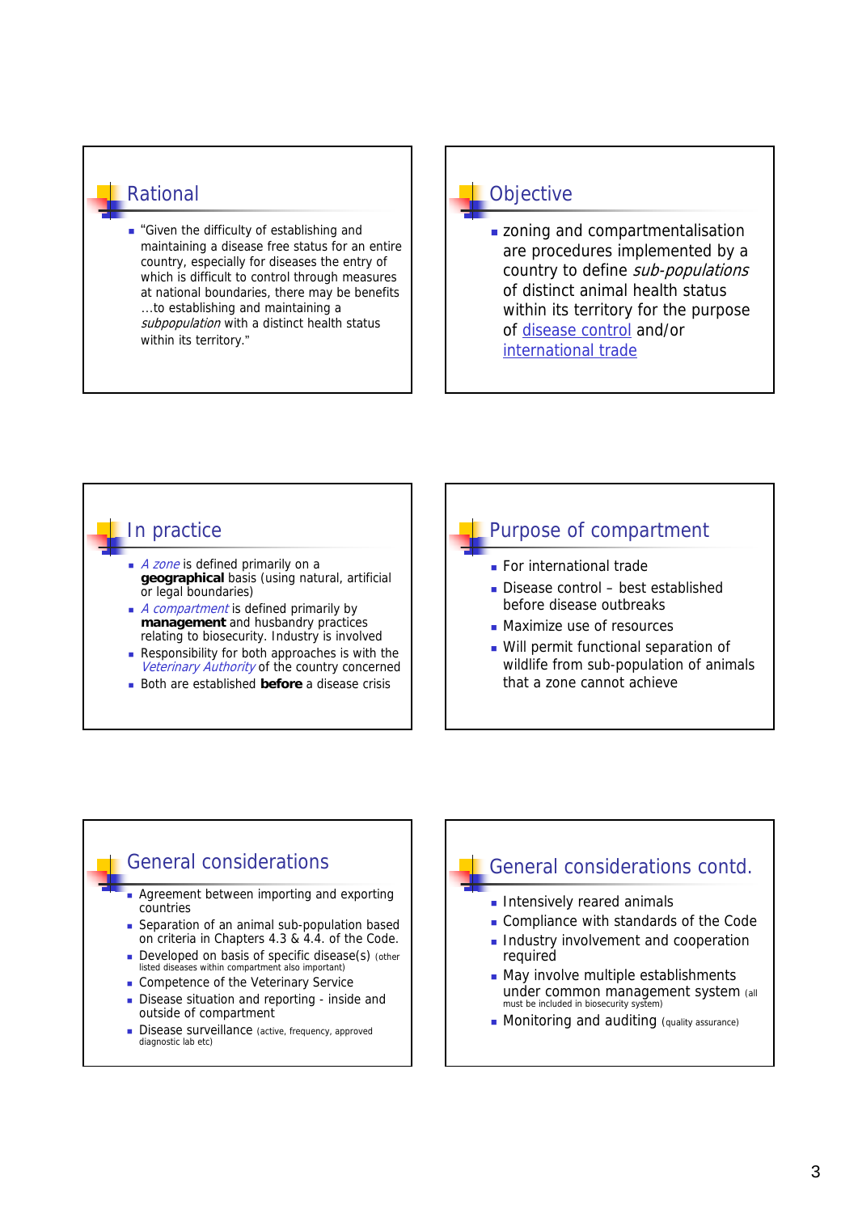## Rational

- "Given the difficulty of establishing and maintaining a disease free status for an entire country, especially for diseases the entry of which is difficult to control through measures at national boundaries, there may be benefits …to establishing and maintaining a *subpopulation* with a distinct health status within its territory."

## Objective

- zoning and compartmentalisation are procedures implemented by a country to define *sub-populations* of distinct animal health status within its territory for the purpose of disease control and/or international trade

## In practice

- *A zone* is defined primarily on a **geographical** basis (using natural, artificial or legal boundaries)
- *A compartment* is defined primarily by **management** and husbandry practices relating to biosecurity. Industry is involved
- Responsibility for both approaches is with the *Veterinary Authority* of the country concerned
- Both are established **before** a disease crisis

## Purpose of compartment

- For international trade
- Disease control – best established before disease outbreaks
- Maximize use of resources
- Will permit functional separation of wildlife from sub-population of animals that a zone cannot achieve

## General considerations

- Agreement between importing and exporting countries
- Separation of an animal sub-population based on criteria in Chapters 4.3 & 4.4. of the Code.
- Developed on basis of specific disease(s) (other listed diseases within compartment also important)
- Competence of the Veterinary Service
- Disease situation and reporting - inside and outside of compartment
- Disease surveillance (active, frequency, approved diagnostic lab etc)

## General considerations contd.

- Intensively reared animals
- Compliance with standards of the Code
- Industry involvement and cooperation required
- May involve multiple establishments under common management system (all must be included in biosecurity system)
- Monitoring and auditing (quality assurance)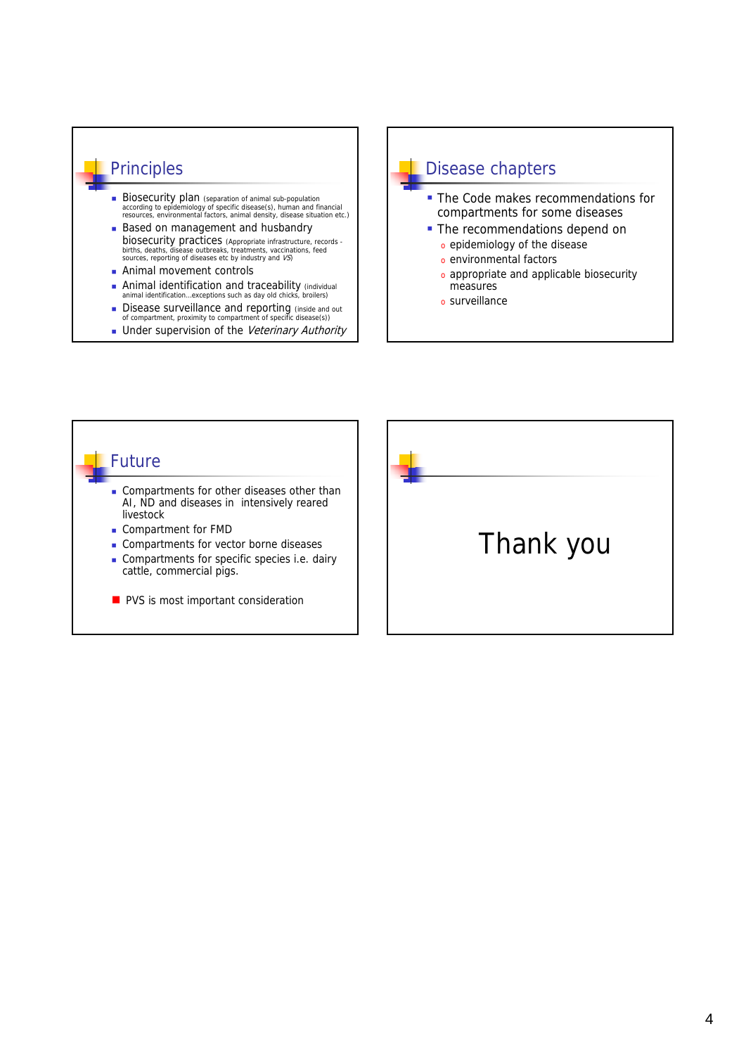## Principles

- Biosecurity plan (separation of animal sub-population according to epidemiology of specific disease(s), human and financial resources, environmental factors, animal density, disease situation etc.)
- Based on management and husbandry biosecurity practices (Appropriate infrastructure, records - births, deaths, disease outbreaks, treatments, vaccinations, feed sources, reporting of diseases etc by industry and *VS*)
- Animal movement controls
- Animal identification and traceability (individual animal identification…exceptions such as day old chicks, broilers)
- Disease surveillance and reporting (inside and out of compartment, proximity to compartment of specific disease(s))
- Under supervision of the *Veterinary Authority*

## Disease chapters

- The Code makes recommendations for compartments for some diseases
- The recommendations depend on
  - epidemiology of the disease
  - environmental factors
  - appropriate and applicable biosecurity measures
  - surveillance

## Future

- Compartments for other diseases other than AI, ND and diseases in intensively reared livestock
- Compartment for FMD
- Compartments for vector borne diseases
- Compartments for specific species i.e. dairy cattle, commercial pigs.

- PVS is most important consideration

Thank you